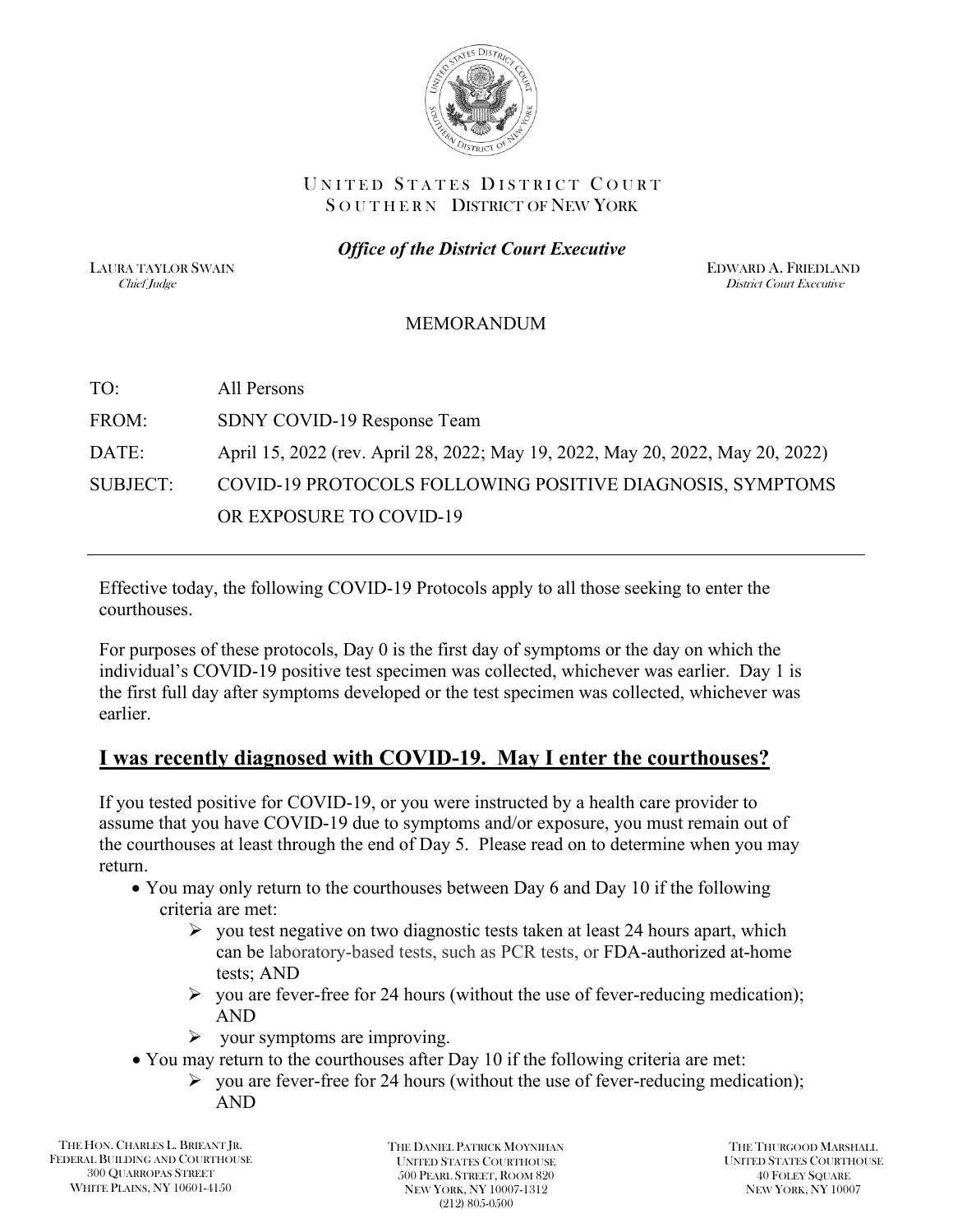UNITED STATES DISTRICT COURT
SOUTHERN DISTRICT OF NEW YORK

***Office of the District Court Executive***

LAURA TAYLOR SWAIN
*Chief Judge*

EDWARD A. FRIEDLAND
*District Court Executive*

MEMORANDUM

TO: All Persons

FROM: SDNY COVID-19 Response Team

DATE: April 15, 2022 (rev. April 28, 2022; May 19, 2022, May 20, 2022, May 20, 2022)

SUBJECT: COVID-19 PROTOCOLS FOLLOWING POSITIVE DIAGNOSIS, SYMPTOMS OR EXPOSURE TO COVID-19

---

Effective today, the following COVID-19 Protocols apply to all those seeking to enter the courthouses.

For purposes of these protocols, Day 0 is the first day of symptoms or the day on which the individual's COVID-19 positive test specimen was collected, whichever was earlier. Day 1 is the first full day after symptoms developed or the test specimen was collected, whichever was earlier.

## I was recently diagnosed with COVID-19. May I enter the courthouses?

If you tested positive for COVID-19, or you were instructed by a health care provider to assume that you have COVID-19 due to symptoms and/or exposure, you must remain out of the courthouses at least through the end of Day 5. Please read on to determine when you may return.

- You may only return to the courthouses between Day 6 and Day 10 if the following criteria are met:
  - you test negative on two diagnostic tests taken at least 24 hours apart, which can be laboratory-based tests, such as PCR tests, or FDA-authorized at-home tests; AND
  - you are fever-free for 24 hours (without the use of fever-reducing medication); AND
  - your symptoms are improving.
- You may return to the courthouses after Day 10 if the following criteria are met:
  - you are fever-free for 24 hours (without the use of fever-reducing medication); AND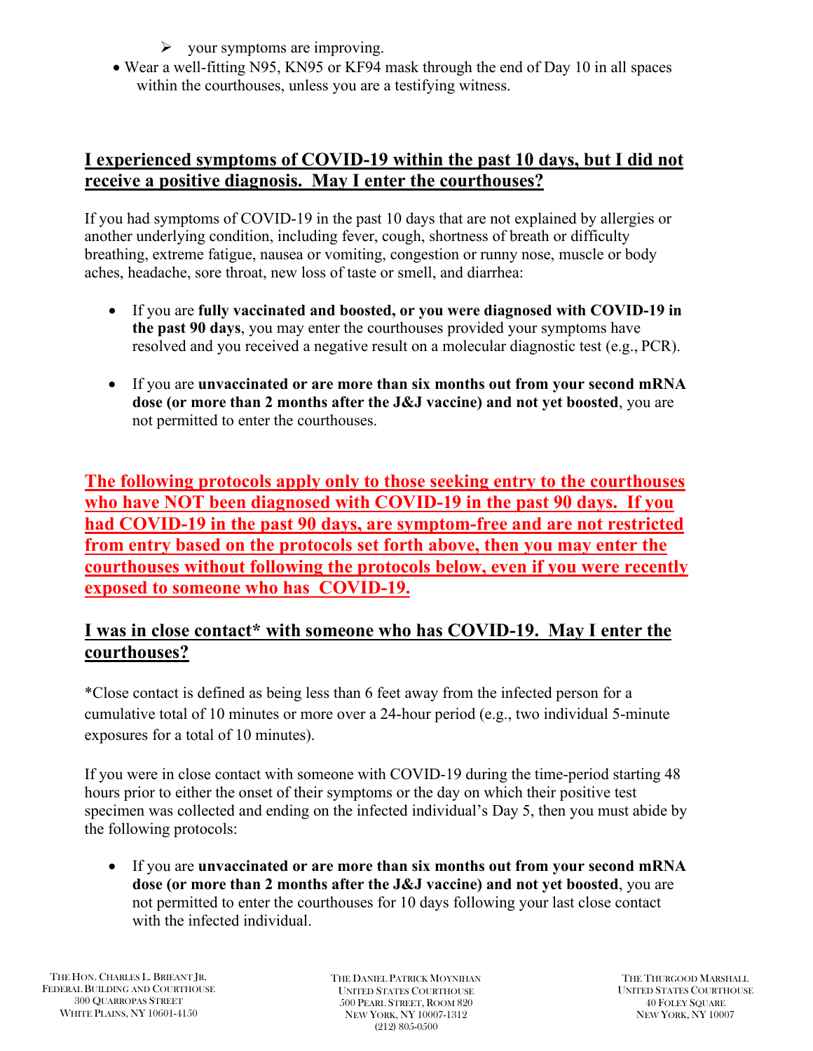- your symptoms are improving.
- Wear a well-fitting N95, KN95 or KF94 mask through the end of Day 10 in all spaces within the courthouses, unless you are a testifying witness.

## I experienced symptoms of COVID-19 within the past 10 days, but I did not receive a positive diagnosis. May I enter the courthouses?

If you had symptoms of COVID-19 in the past 10 days that are not explained by allergies or another underlying condition, including fever, cough, shortness of breath or difficulty breathing, extreme fatigue, nausea or vomiting, congestion or runny nose, muscle or body aches, headache, sore throat, new loss of taste or smell, and diarrhea:

- If you are **fully vaccinated and boosted, or you were diagnosed with COVID-19 in the past 90 days**, you may enter the courthouses provided your symptoms have resolved and you received a negative result on a molecular diagnostic test (e.g., PCR).

- If you are **unvaccinated or are more than six months out from your second mRNA dose (or more than 2 months after the J&J vaccine) and not yet boosted**, you are not permitted to enter the courthouses.

**The following protocols apply only to those seeking entry to the courthouses who have NOT been diagnosed with COVID-19 in the past 90 days. If you had COVID-19 in the past 90 days, are symptom-free and are not restricted from entry based on the protocols set forth above, then you may enter the courthouses without following the protocols below, even if you were recently exposed to someone who has COVID-19.**

## I was in close contact* with someone who has COVID-19. May I enter the courthouses?

*Close contact is defined as being less than 6 feet away from the infected person for a cumulative total of 10 minutes or more over a 24-hour period (e.g., two individual 5-minute exposures for a total of 10 minutes).

If you were in close contact with someone with COVID-19 during the time-period starting 48 hours prior to either the onset of their symptoms or the day on which their positive test specimen was collected and ending on the infected individual's Day 5, then you must abide by the following protocols:

- If you are **unvaccinated or are more than six months out from your second mRNA dose (or more than 2 months after the J&J vaccine) and not yet boosted**, you are not permitted to enter the courthouses for 10 days following your last close contact with the infected individual.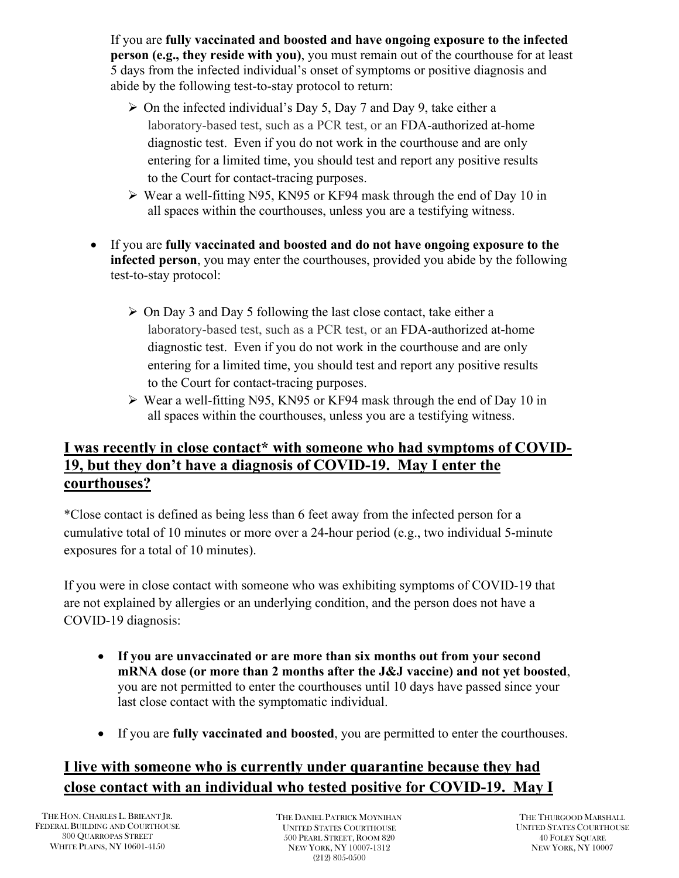If you are **fully vaccinated and boosted and have ongoing exposure to the infected person (e.g., they reside with you)**, you must remain out of the courthouse for at least 5 days from the infected individual's onset of symptoms or positive diagnosis and abide by the following test-to-stay protocol to return:

- On the infected individual's Day 5, Day 7 and Day 9, take either a laboratory-based test, such as a PCR test, or an FDA-authorized at-home diagnostic test. Even if you do not work in the courthouse and are only entering for a limited time, you should test and report any positive results to the Court for contact-tracing purposes.
- Wear a well-fitting N95, KN95 or KF94 mask through the end of Day 10 in all spaces within the courthouses, unless you are a testifying witness.

- If you are **fully vaccinated and boosted and do not have ongoing exposure to the infected person**, you may enter the courthouses, provided you abide by the following test-to-stay protocol:
  - On Day 3 and Day 5 following the last close contact, take either a laboratory-based test, such as a PCR test, or an FDA-authorized at-home diagnostic test. Even if you do not work in the courthouse and are only entering for a limited time, you should test and report any positive results to the Court for contact-tracing purposes.
  - Wear a well-fitting N95, KN95 or KF94 mask through the end of Day 10 in all spaces within the courthouses, unless you are a testifying witness.

## I was recently in close contact* with someone who had symptoms of COVID-19, but they don't have a diagnosis of COVID-19. May I enter the courthouses?

*Close contact is defined as being less than 6 feet away from the infected person for a cumulative total of 10 minutes or more over a 24-hour period (e.g., two individual 5-minute exposures for a total of 10 minutes).

If you were in close contact with someone who was exhibiting symptoms of COVID-19 that are not explained by allergies or an underlying condition, and the person does not have a COVID-19 diagnosis:

- **If you are unvaccinated or are more than six months out from your second mRNA dose (or more than 2 months after the J&J vaccine) and not yet boosted**, you are not permitted to enter the courthouses until 10 days have passed since your last close contact with the symptomatic individual.
- If you are **fully vaccinated and boosted**, you are permitted to enter the courthouses.

## I live with someone who is currently under quarantine because they had close contact with an individual who tested positive for COVID-19. May I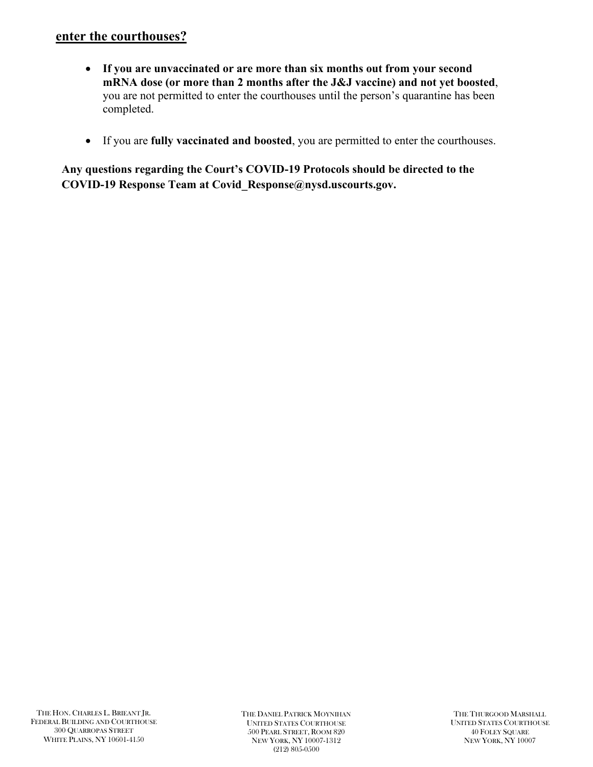**enter the courthouses?**

- **If you are unvaccinated or are more than six months out from your second mRNA dose (or more than 2 months after the J&J vaccine) and not yet boosted**, you are not permitted to enter the courthouses until the person's quarantine has been completed.

- If you are **fully vaccinated and boosted**, you are permitted to enter the courthouses.

**Any questions regarding the Court's COVID-19 Protocols should be directed to the COVID-19 Response Team at Covid_Response@nysd.uscourts.gov.**